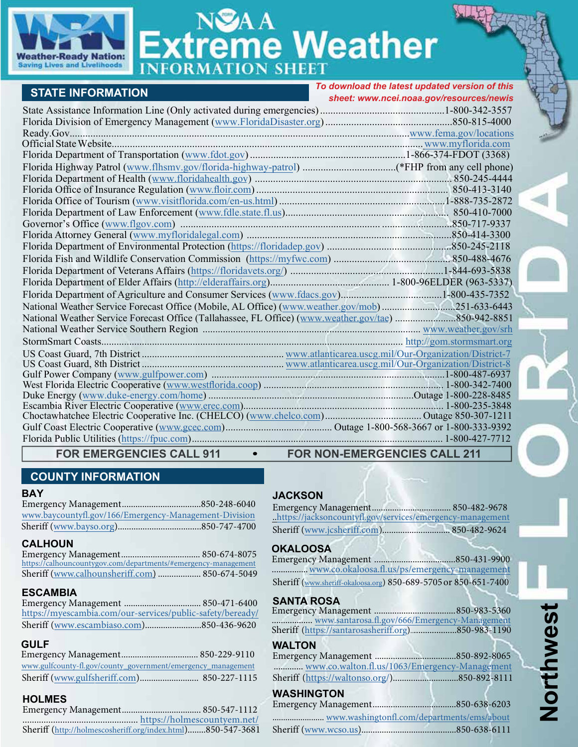# NOAA Extreme Weather INFORMATION SHEET

Weather-Ready Nation: Saving Lives and Livelihoods

## STATE INFORMATION

*To download the latest updated version of this sheet: www.ncei.noaa.gov/resources/newis*

State Assistance Information Line (Only activated during emergencies)....1-800-342-3557
Florida Division of Emergency Management (www.FloridaDisaster.org)....850-815-4000
Ready.Gov....www.fema.gov/locations
Official State Website....www.myflorida.com
Florida Department of Transportation (www.fdot.gov)....1-866-374-FDOT (3368)
Florida Highway Patrol (www.flhsmv.gov/florida-highway-patrol)....(*FHP from any cell phone)
Florida Department of Health (www.floridahealth.gov)....850-245-4444
Florida Office of Insurance Regulation (www.floir.com)....850-413-3140
Florida Office of Tourism (www.visitflorida.com/en-us.html)....1-888-735-2872
Florida Department of Law Enforcement (www.fdle.state.fl.us)....850-410-7000
Governor's Office (www.flgov.com)....850-717-9337
Florida Attorney General (www.myfloridalegal.com)....850-414-3300
Florida Department of Environmental Protection (https://floridadep.gov)....850-245-2118
Florida Fish and Wildlife Conservation Commission (https://myfwc.com)....850-488-4676
Florida Department of Veterans Affairs (https://floridavets.org/)....1-844-693-5838
Florida Department of Elder Affairs (http://elderaffairs.org)....1-800-96ELDER (963-5337)
Florida Department of Agriculture and Consumer Services (www.fdacs.gov)....1-800-435-7352
National Weather Service Forecast Office (Mobile, AL Office) (www.weather.gov/mob)....251-633-6443
National Weather Service Forecast Office (Tallahassee, FL Office) (www.weather.gov/tae)....850-942-8851
National Weather Service Southern Region....www.weather.gov/srh
StormSmart Coasts....http://gom.stormsmart.org
US Coast Guard, 7th District....www.atlanticarea.uscg.mil/Our-Organization/District-7
US Coast Guard, 8th District....www.atlanticarea.uscg.mil/Our-Organization/District-8
Gulf Power Company (www.gulfpower.com)....1-800-487-6937
West Florida Electric Cooperative (www.westflorida.coop)....1-800-342-7400
Duke Energy (www.duke-energy.com/home)....Outage 1-800-228-8485
Escambia River Electric Cooperative (www.erec.com)....1-800-235-3848
Choctawhatchee Electric Cooperative Inc. (CHELCO) (www.chelco.com)....Outage 850-307-1211
Gulf Coast Electric Cooperative (www.gcec.com)....Outage 1-800-568-3667 or 1-800-333-9392
Florida Public Utilities (https://fpuc.com)....1-800-427-7712

**FOR EMERGENCIES CALL 911 • FOR NON-EMERGENCIES CALL 211**

## COUNTY INFORMATION

### BAY
Emergency Management....850-248-6040
www.baycountyfl.gov/166/Emergency-Management-Division
Sheriff (www.bayso.org)....850-747-4700

### CALHOUN
Emergency Management....850-674-8075
https://calhouncountygov.com/departments/#emergency-management
Sheriff (www.calhounsheriff.com)....850-674-5049

### ESCAMBIA
Emergency Management....850-471-6400
https://myescambia.com/our-services/public-safety/beready/
Sheriff (www.escambiaso.com)....850-436-9620

### GULF
Emergency Management....850-229-9110
www.gulfcounty-fl.gov/county_government/emergency_management
Sheriff (www.gulfsheriff.com)....850-227-1115

### HOLMES
Emergency Management....850-547-1112
....https://holmescountyem.net/
Sheriff (http://holmescosheriff.org/index.html)....850-547-3681

### JACKSON
Emergency Management....850-482-9678
..https://jacksoncountyfl.gov/services/emergency-management
Sheriff (www.jcsheriff.com)....850-482-9624

### OKALOOSA
Emergency Management....850-431-9900
....www.co.okaloosa.fl.us/ps/emergency-management
Sheriff (www.sheriff-okaloosa.org) 850-689-5705 or 850-651-7400

### SANTA ROSA
Emergency Management....850-983-5360
....www.santarosa.fl.gov/666/Emergency-Management
Sheriff (https://santarosasheriff.org)....850-983-1190

### WALTON
Emergency Management....850-892-8065
....www.co.walton.fl.us/1063/Emergency-Management
Sheriff (https://waltonso.org/)....850-892-8111

### WASHINGTON
Emergency Management....850-638-6203
....www.washingtonfl.com/departments/ems/about
Sheriff (www.wcso.us)....850-638-6111

FLORIDA Northwest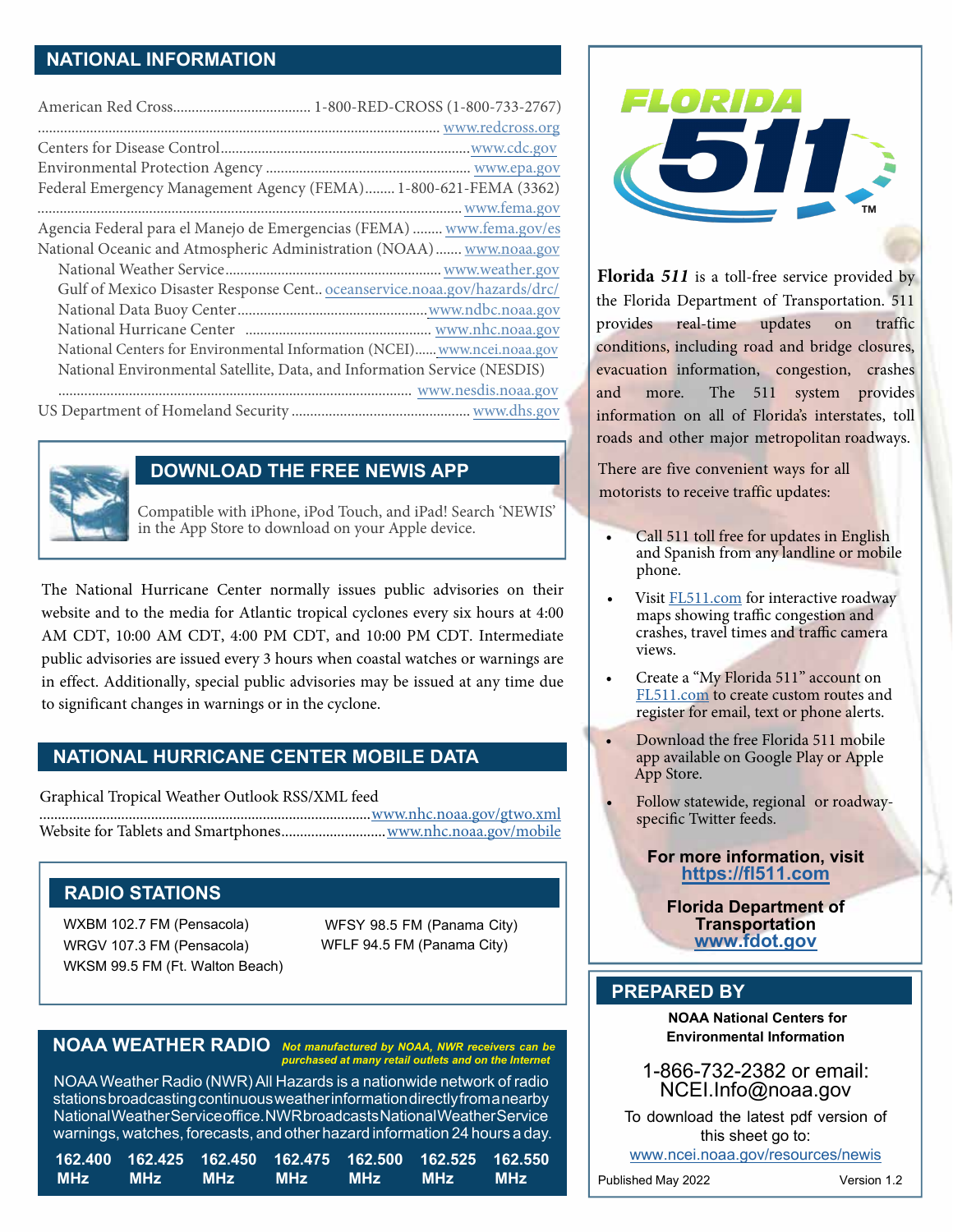## NATIONAL INFORMATION

American Red Cross.................................... 1-800-RED-CROSS (1-800-733-2767)
...................................................................................................... www.redcross.org
Centers for Disease Control.................................................................www.cdc.gov
Environmental Protection Agency ...................................................... www.epa.gov
Federal Emergency Management Agency (FEMA)........ 1-800-621-FEMA (3362)
...................................................................................................... www.fema.gov
Agencia Federal para el Manejo de Emergencias (FEMA) ........ www.fema.gov/es
National Oceanic and Atmospheric Administration (NOAA)....... www.noaa.gov
National Weather Service......................................................... www.weather.gov
Gulf of Mexico Disaster Response Cent.. oceanservice.noaa.gov/hazards/drc/
National Data Buoy Center...................................................www.ndbc.noaa.gov
National Hurricane Center .................................................. www.nhc.noaa.gov
National Centers for Environmental Information (NCEI)......www.ncei.noaa.gov
National Environmental Satellite, Data, and Information Service (NESDIS)
............................................................................................ www.nesdis.noaa.gov
US Department of Homeland Security ............................................... www.dhs.gov

## DOWNLOAD THE FREE NEWIS APP

Compatible with iPhone, iPod Touch, and iPad! Search 'NEWIS' in the App Store to download on your Apple device.

The National Hurricane Center normally issues public advisories on their website and to the media for Atlantic tropical cyclones every six hours at 4:00 AM CDT, 10:00 AM CDT, 4:00 PM CDT, and 10:00 PM CDT. Intermediate public advisories are issued every 3 hours when coastal watches or warnings are in effect. Additionally, special public advisories may be issued at any time due to significant changes in warnings or in the cyclone.

## NATIONAL HURRICANE CENTER MOBILE DATA

Graphical Tropical Weather Outlook RSS/XML feed
........................................................................................www.nhc.noaa.gov/gtwo.xml
Website for Tablets and Smartphones............................www.nhc.noaa.gov/mobile

## RADIO STATIONS

WXBM 102.7 FM (Pensacola)
WRGV 107.3 FM (Pensacola)
WKSM 99.5 FM (Ft. Walton Beach)
WFSY 98.5 FM (Panama City)
WFLF 94.5 FM (Panama City)

## NOAA WEATHER RADIO

*Not manufactured by NOAA, NWR receivers can be purchased at many retail outlets and on the Internet*

NOAA Weather Radio (NWR) All Hazards is a nationwide network of radio stations broadcasting continuous weather information directly from a nearby National Weather Service office. NWR broadcasts National Weather Service warnings, watches, forecasts, and other hazard information 24 hours a day.

**162.400 MHz | 162.425 MHz | 162.450 MHz | 162.475 MHz | 162.500 MHz | 162.525 MHz | 162.550 MHz**

## FLORIDA 511

**Florida *511*** is a toll-free service provided by the Florida Department of Transportation. 511 provides real-time updates on traffic conditions, including road and bridge closures, evacuation information, congestion, crashes and more. The 511 system provides information on all of Florida's interstates, toll roads and other major metropolitan roadways.

There are five convenient ways for all motorists to receive traffic updates:

- Call 511 toll free for updates in English and Spanish from any landline or mobile phone.
- Visit FL511.com for interactive roadway maps showing traffic congestion and crashes, travel times and traffic camera views.
- Create a "My Florida 511" account on FL511.com to create custom routes and register for email, text or phone alerts.
- Download the free Florida 511 mobile app available on Google Play or Apple App Store.
- Follow statewide, regional or roadway-specific Twitter feeds.

**For more information, visit https://fl511.com**

**Florida Department of Transportation**
**www.fdot.gov**

## PREPARED BY

**NOAA National Centers for Environmental Information**

1-866-732-2382 or email: NCEI.Info@noaa.gov

To download the latest pdf version of this sheet go to:
www.ncei.noaa.gov/resources/newis

Published May 2022 — Version 1.2